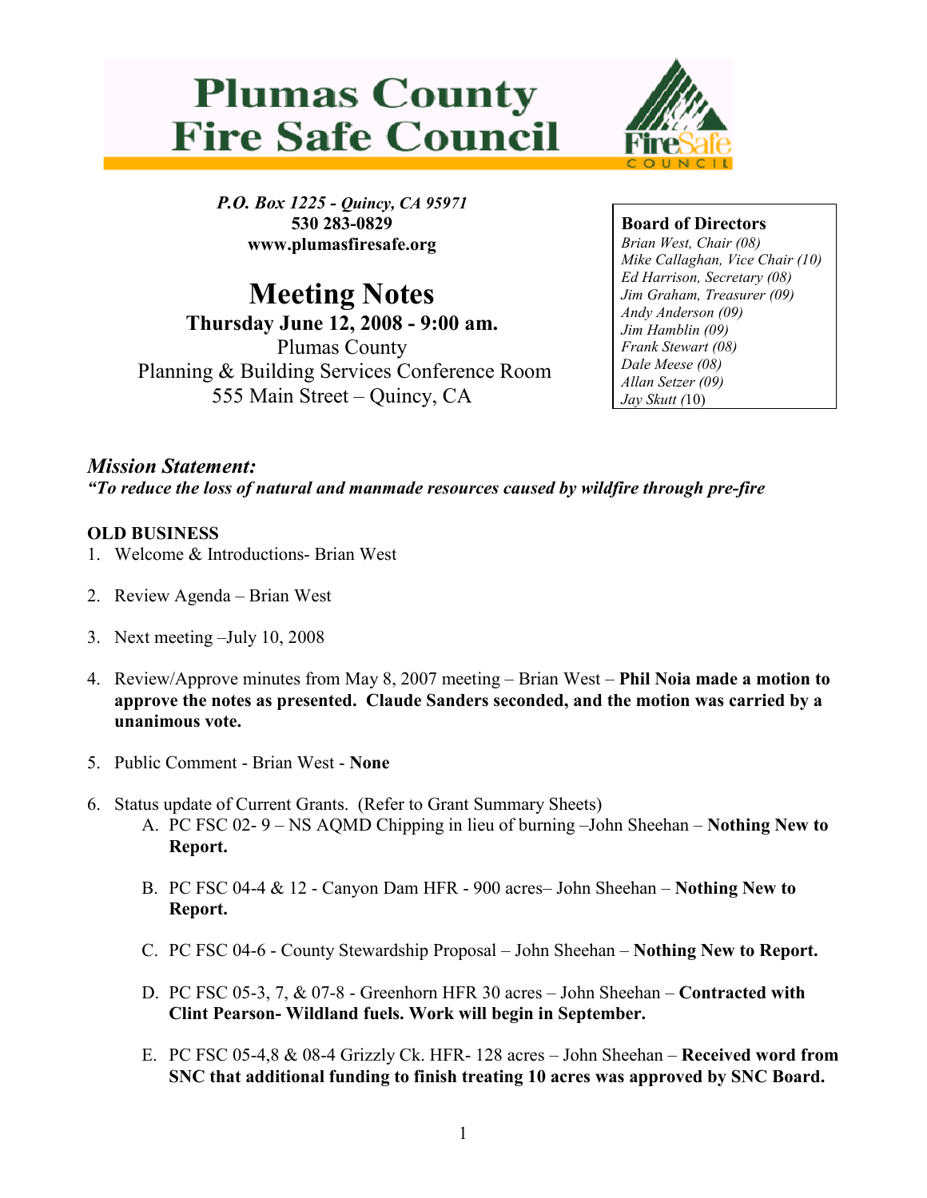# Plumas County Fire Safe Council

FireSafe COUNCIL

***P.O. Box 1225 - Quincy, CA 95971***
**530 283-0829**
**www.plumasfiresafe.org**

# Meeting Notes

**Thursday June 12, 2008 - 9:00 am.**
Plumas County
Planning & Building Services Conference Room
555 Main Street – Quincy, CA

**Board of Directors**
*Brian West, Chair (08)*
*Mike Callaghan, Vice Chair (10)*
*Ed Harrison, Secretary (08)*
*Jim Graham, Treasurer (09)*
*Andy Anderson (09)*
*Jim Hamblin (09)*
*Frank Stewart (08)*
*Dale Meese (08)*
*Allan Setzer (09)*
*Jay Skutt (*10)

## *Mission Statement:*

***"To reduce the loss of natural and manmade resources caused by wildfire through pre-fire***

**OLD BUSINESS**

1. Welcome & Introductions- Brian West

2. Review Agenda – Brian West

3. Next meeting –July 10, 2008

4. Review/Approve minutes from May 8, 2007 meeting – Brian West – **Phil Noia made a motion to approve the notes as presented. Claude Sanders seconded, and the motion was carried by a unanimous vote.**

5. Public Comment - Brian West - **None**

6. Status update of Current Grants. (Refer to Grant Summary Sheets)
   A. PC FSC 02- 9 – NS AQMD Chipping in lieu of burning –John Sheehan – **Nothing New to Report.**

   B. PC FSC 04-4 & 12 - Canyon Dam HFR - 900 acres– John Sheehan – **Nothing New to Report.**

   C. PC FSC 04-6 - County Stewardship Proposal – John Sheehan – **Nothing New to Report.**

   D. PC FSC 05-3, 7, & 07-8 - Greenhorn HFR 30 acres – John Sheehan – **Contracted with Clint Pearson- Wildland fuels. Work will begin in September.**

   E. PC FSC 05-4,8 & 08-4 Grizzly Ck. HFR- 128 acres – John Sheehan – **Received word from SNC that additional funding to finish treating 10 acres was approved by SNC Board.**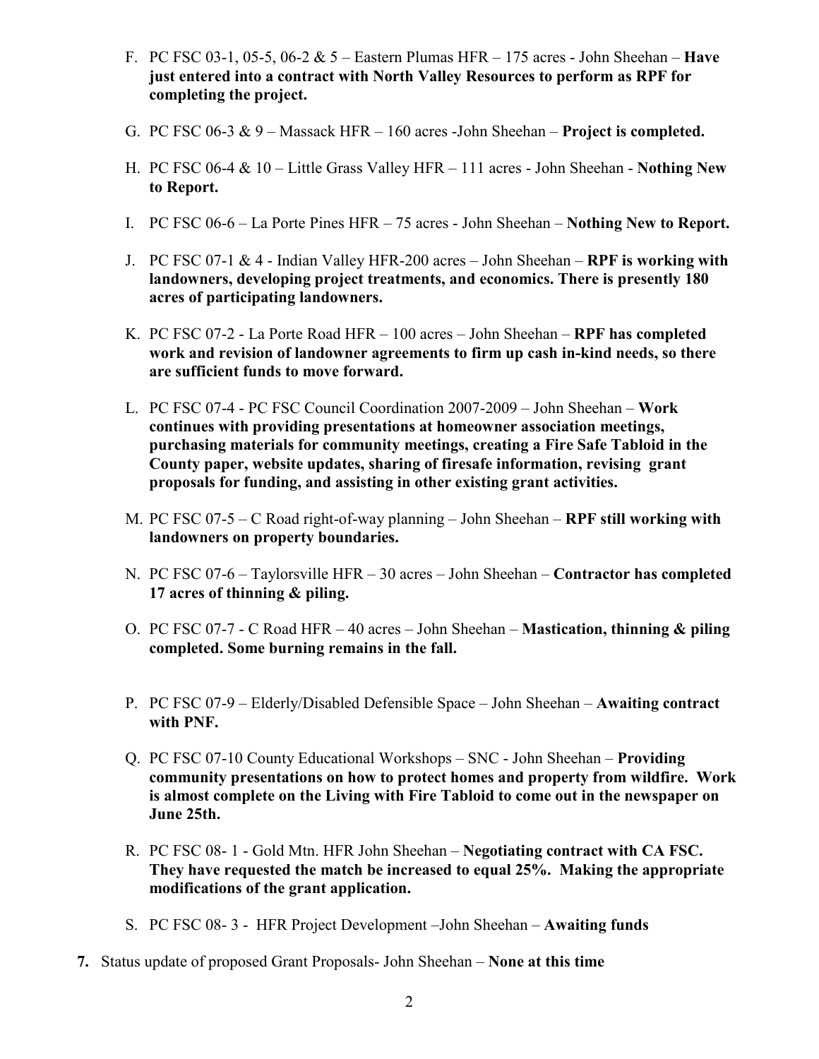F. PC FSC 03-1, 05-5, 06-2 & 5 – Eastern Plumas HFR – 175 acres - John Sheehan – **Have just entered into a contract with North Valley Resources to perform as RPF for completing the project.**

G. PC FSC 06-3 & 9 – Massack HFR – 160 acres -John Sheehan – **Project is completed.**

H. PC FSC 06-4 & 10 – Little Grass Valley HFR – 111 acres - John Sheehan - **Nothing New to Report.**

I. PC FSC 06-6 – La Porte Pines HFR – 75 acres - John Sheehan – **Nothing New to Report.**

J. PC FSC 07-1 & 4 - Indian Valley HFR-200 acres – John Sheehan – **RPF is working with landowners, developing project treatments, and economics. There is presently 180 acres of participating landowners.**

K. PC FSC 07-2 - La Porte Road HFR – 100 acres – John Sheehan – **RPF has completed work and revision of landowner agreements to firm up cash in-kind needs, so there are sufficient funds to move forward.**

L. PC FSC 07-4 - PC FSC Council Coordination 2007-2009 – John Sheehan – **Work continues with providing presentations at homeowner association meetings, purchasing materials for community meetings, creating a Fire Safe Tabloid in the County paper, website updates, sharing of firesafe information, revising grant proposals for funding, and assisting in other existing grant activities.**

M. PC FSC 07-5 – C Road right-of-way planning – John Sheehan – **RPF still working with landowners on property boundaries.**

N. PC FSC 07-6 – Taylorsville HFR – 30 acres – John Sheehan – **Contractor has completed 17 acres of thinning & piling.**

O. PC FSC 07-7 - C Road HFR – 40 acres – John Sheehan – **Mastication, thinning & piling completed. Some burning remains in the fall.**

P. PC FSC 07-9 – Elderly/Disabled Defensible Space – John Sheehan – **Awaiting contract with PNF.**

Q. PC FSC 07-10 County Educational Workshops – SNC - John Sheehan – **Providing community presentations on how to protect homes and property from wildfire. Work is almost complete on the Living with Fire Tabloid to come out in the newspaper on June 25th.**

R. PC FSC 08- 1 - Gold Mtn. HFR John Sheehan – **Negotiating contract with CA FSC. They have requested the match be increased to equal 25%. Making the appropriate modifications of the grant application.**

S. PC FSC 08- 3 - HFR Project Development –John Sheehan – **Awaiting funds**

**7.** Status update of proposed Grant Proposals- John Sheehan – **None at this time**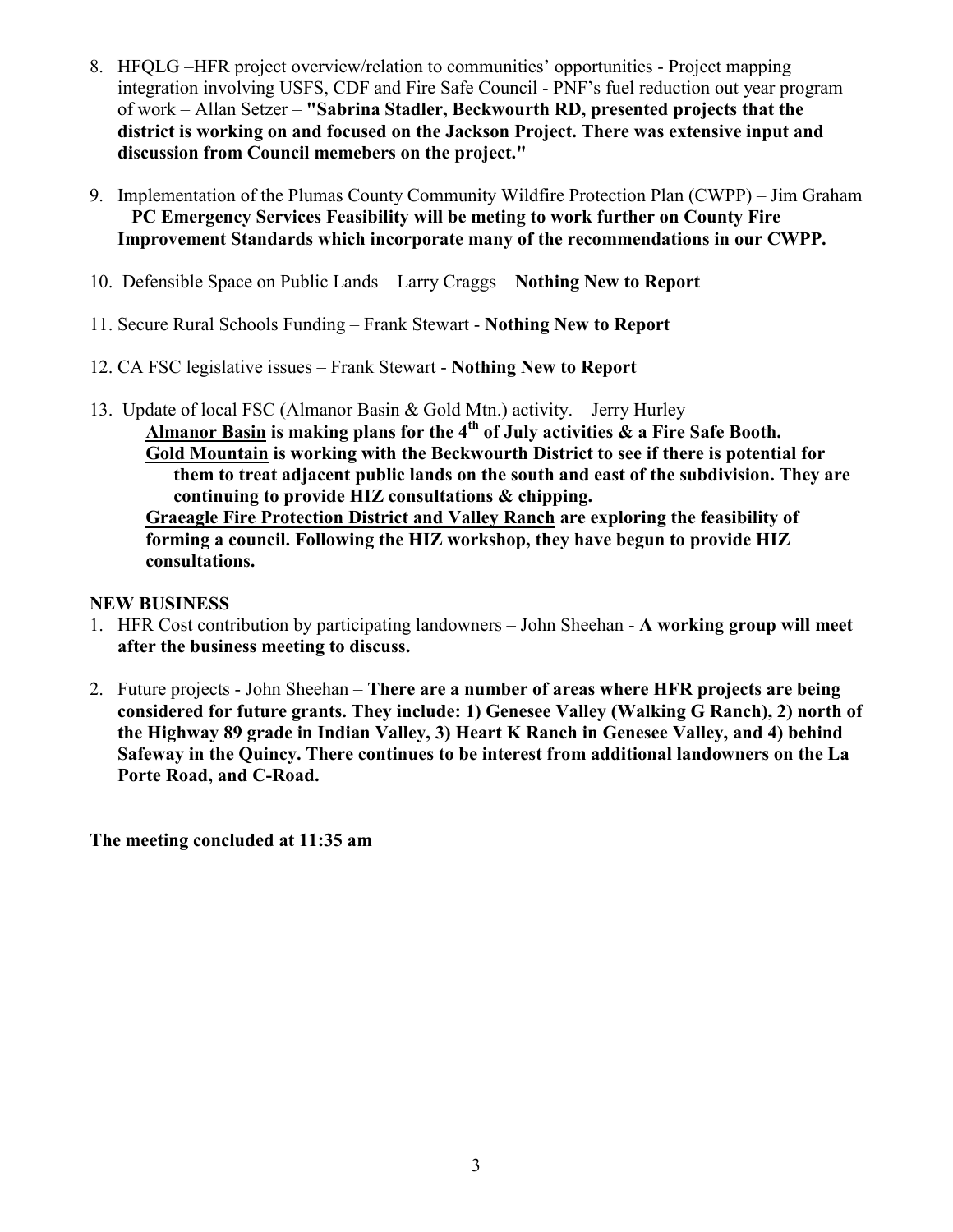8. HFQLG –HFR project overview/relation to communities' opportunities - Project mapping integration involving USFS, CDF and Fire Safe Council - PNF's fuel reduction out year program of work – Allan Setzer – **"Sabrina Stadler, Beckwourth RD, presented projects that the district is working on and focused on the Jackson Project. There was extensive input and discussion from Council memebers on the project."**

9. Implementation of the Plumas County Community Wildfire Protection Plan (CWPP) – Jim Graham – **PC Emergency Services Feasibility will be meting to work further on County Fire Improvement Standards which incorporate many of the recommendations in our CWPP.**

10. Defensible Space on Public Lands – Larry Craggs – **Nothing New to Report**

11. Secure Rural Schools Funding – Frank Stewart - **Nothing New to Report**

12. CA FSC legislative issues – Frank Stewart - **Nothing New to Report**

13. Update of local FSC (Almanor Basin & Gold Mtn.) activity. – Jerry Hurley –
    **Almanor Basin is making plans for the 4th of July activities & a Fire Safe Booth.**
    **Gold Mountain is working with the Beckwourth District to see if there is potential for them to treat adjacent public lands on the south and east of the subdivision. They are continuing to provide HIZ consultations & chipping.**
    **Graeagle Fire Protection District and Valley Ranch are exploring the feasibility of forming a council. Following the HIZ workshop, they have begun to provide HIZ consultations.**

**NEW BUSINESS**

1. HFR Cost contribution by participating landowners – John Sheehan - **A working group will meet after the business meeting to discuss.**

2. Future projects - John Sheehan – **There are a number of areas where HFR projects are being considered for future grants. They include: 1) Genesee Valley (Walking G Ranch), 2) north of the Highway 89 grade in Indian Valley, 3) Heart K Ranch in Genesee Valley, and 4) behind Safeway in the Quincy. There continues to be interest from additional landowners on the La Porte Road, and C-Road.**

**The meeting concluded at 11:35 am**